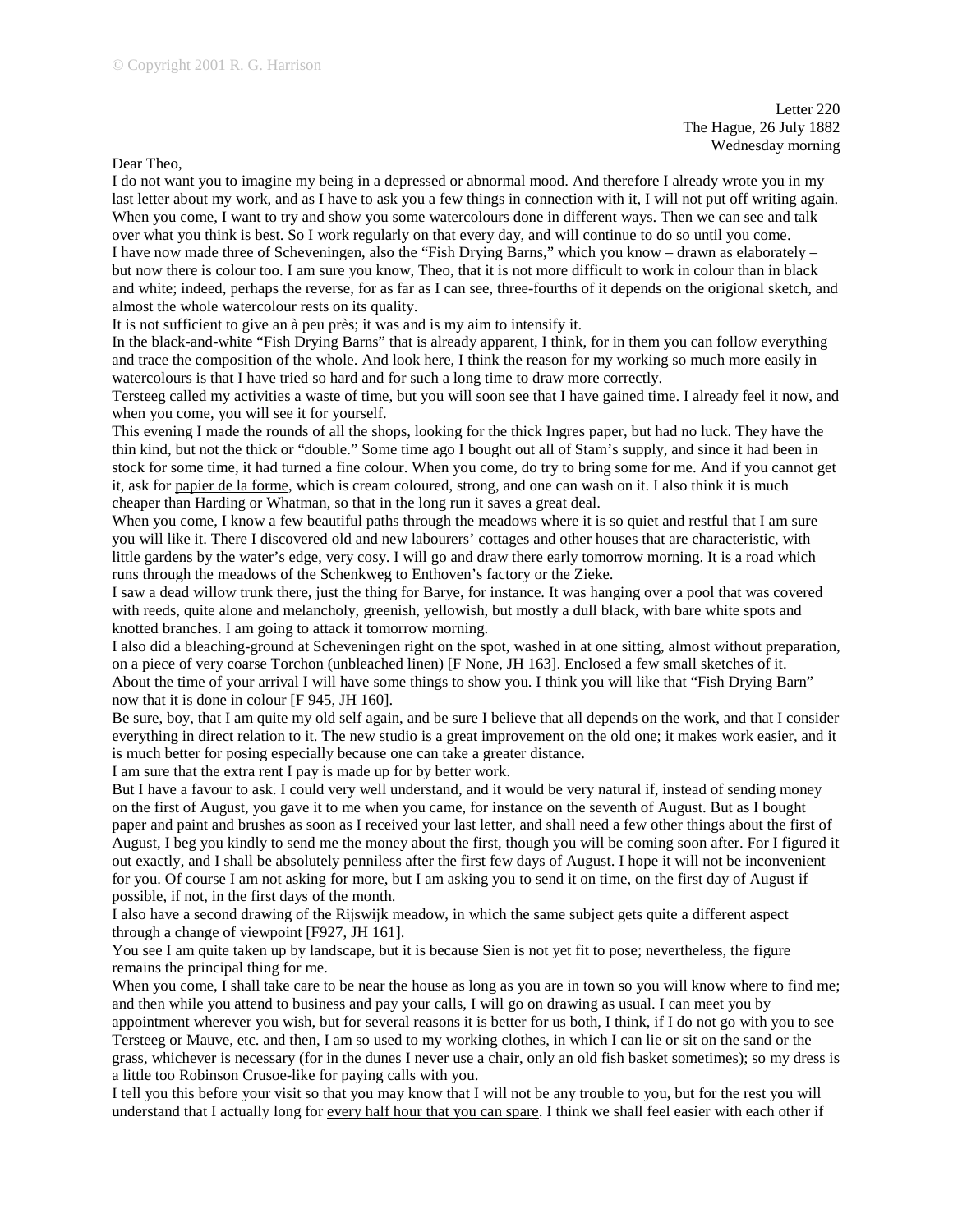Letter 220
The Hague, 26 July 1882
Wednesday morning

Dear Theo,

I do not want you to imagine my being in a depressed or abnormal mood. And therefore I already wrote you in my last letter about my work, and as I have to ask you a few things in connection with it, I will not put off writing again. When you come, I want to try and show you some watercolours done in different ways. Then we can see and talk over what you think is best. So I work regularly on that every day, and will continue to do so until you come.

I have now made three of Scheveningen, also the "Fish Drying Barns," which you know – drawn as elaborately – but now there is colour too. I am sure you know, Theo, that it is not more difficult to work in colour than in black and white; indeed, perhaps the reverse, for as far as I can see, three-fourths of it depends on the origional sketch, and almost the whole watercolour rests on its quality.

It is not sufficient to give an à peu près; it was and is my aim to intensify it.

In the black-and-white "Fish Drying Barns" that is already apparent, I think, for in them you can follow everything and trace the composition of the whole. And look here, I think the reason for my working so much more easily in watercolours is that I have tried so hard and for such a long time to draw more correctly.

Tersteeg called my activities a waste of time, but you will soon see that I have gained time. I already feel it now, and when you come, you will see it for yourself.

This evening I made the rounds of all the shops, looking for the thick Ingres paper, but had no luck. They have the thin kind, but not the thick or "double." Some time ago I bought out all of Stam's supply, and since it had been in stock for some time, it had turned a fine colour. When you come, do try to bring some for me. And if you cannot get it, ask for papier de la forme, which is cream coloured, strong, and one can wash on it. I also think it is much cheaper than Harding or Whatman, so that in the long run it saves a great deal.

When you come, I know a few beautiful paths through the meadows where it is so quiet and restful that I am sure you will like it. There I discovered old and new labourers' cottages and other houses that are characteristic, with little gardens by the water's edge, very cosy. I will go and draw there early tomorrow morning. It is a road which runs through the meadows of the Schenkweg to Enthoven's factory or the Zieke.

I saw a dead willow trunk there, just the thing for Barye, for instance. It was hanging over a pool that was covered with reeds, quite alone and melancholy, greenish, yellowish, but mostly a dull black, with bare white spots and knotted branches. I am going to attack it tomorrow morning.

I also did a bleaching-ground at Scheveningen right on the spot, washed in at one sitting, almost without preparation, on a piece of very coarse Torchon (unbleached linen) [F None, JH 163]. Enclosed a few small sketches of it.

About the time of your arrival I will have some things to show you. I think you will like that "Fish Drying Barn" now that it is done in colour [F 945, JH 160].

Be sure, boy, that I am quite my old self again, and be sure I believe that all depends on the work, and that I consider everything in direct relation to it. The new studio is a great improvement on the old one; it makes work easier, and it is much better for posing especially because one can take a greater distance.

I am sure that the extra rent I pay is made up for by better work.

But I have a favour to ask. I could very well understand, and it would be very natural if, instead of sending money on the first of August, you gave it to me when you came, for instance on the seventh of August. But as I bought paper and paint and brushes as soon as I received your last letter, and shall need a few other things about the first of August, I beg you kindly to send me the money about the first, though you will be coming soon after. For I figured it out exactly, and I shall be absolutely penniless after the first few days of August. I hope it will not be inconvenient for you. Of course I am not asking for more, but I am asking you to send it on time, on the first day of August if possible, if not, in the first days of the month.

I also have a second drawing of the Rijswijk meadow, in which the same subject gets quite a different aspect through a change of viewpoint [F927, JH 161].

You see I am quite taken up by landscape, but it is because Sien is not yet fit to pose; nevertheless, the figure remains the principal thing for me.

When you come, I shall take care to be near the house as long as you are in town so you will know where to find me; and then while you attend to business and pay your calls, I will go on drawing as usual. I can meet you by appointment wherever you wish, but for several reasons it is better for us both, I think, if I do not go with you to see Tersteeg or Mauve, etc. and then, I am so used to my working clothes, in which I can lie or sit on the sand or the grass, whichever is necessary (for in the dunes I never use a chair, only an old fish basket sometimes); so my dress is a little too Robinson Crusoe-like for paying calls with you.

I tell you this before your visit so that you may know that I will not be any trouble to you, but for the rest you will understand that I actually long for every half hour that you can spare. I think we shall feel easier with each other if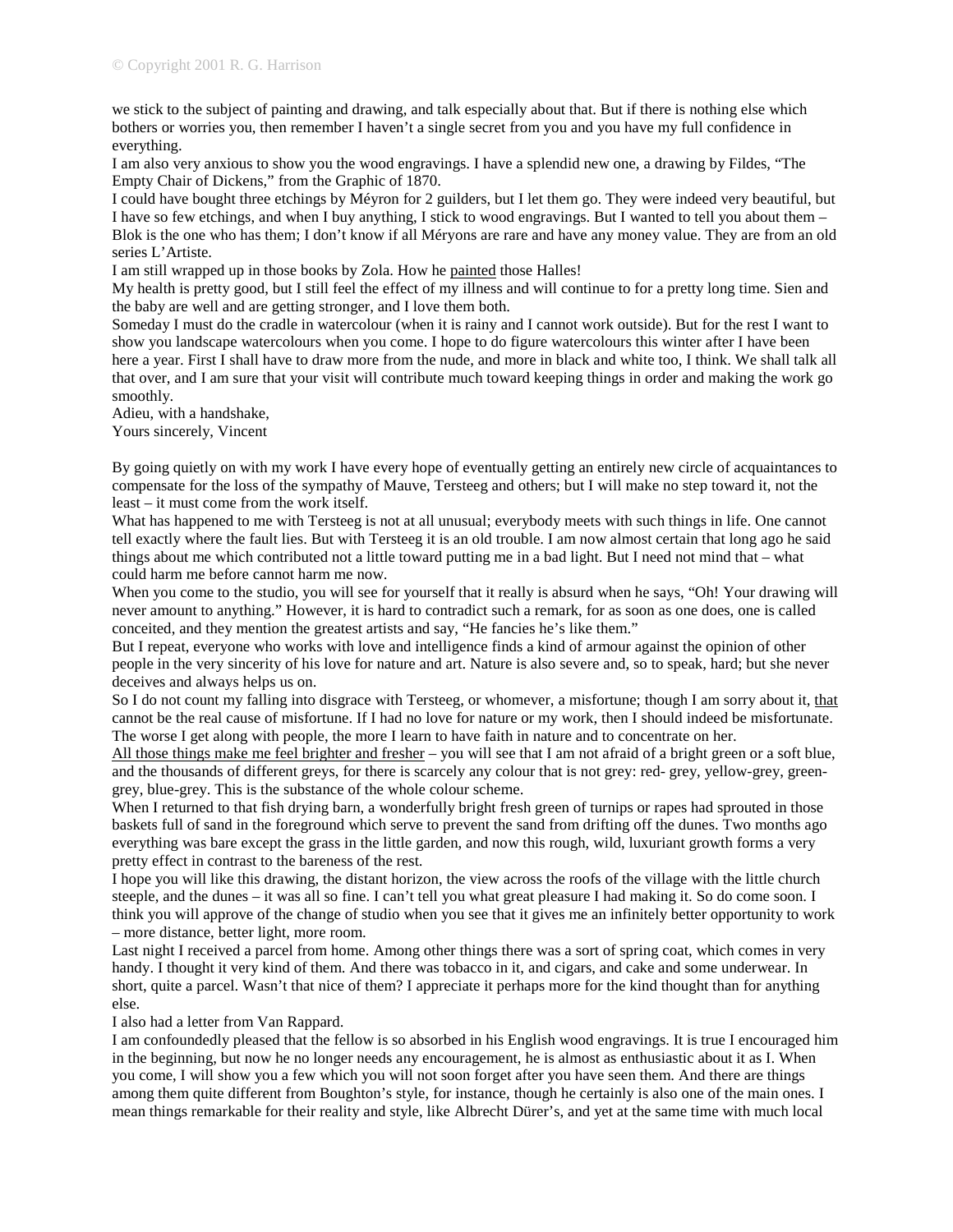we stick to the subject of painting and drawing, and talk especially about that. But if there is nothing else which bothers or worries you, then remember I haven't a single secret from you and you have my full confidence in everything.

I am also very anxious to show you the wood engravings. I have a splendid new one, a drawing by Fildes, "The Empty Chair of Dickens," from the Graphic of 1870.

I could have bought three etchings by Méyron for 2 guilders, but I let them go. They were indeed very beautiful, but I have so few etchings, and when I buy anything, I stick to wood engravings. But I wanted to tell you about them – Blok is the one who has them; I don't know if all Méryons are rare and have any money value. They are from an old series L'Artiste.

I am still wrapped up in those books by Zola. How he <u>painted</u> those Halles!

My health is pretty good, but I still feel the effect of my illness and will continue to for a pretty long time. Sien and the baby are well and are getting stronger, and I love them both.

Someday I must do the cradle in watercolour (when it is rainy and I cannot work outside). But for the rest I want to show you landscape watercolours when you come. I hope to do figure watercolours this winter after I have been here a year. First I shall have to draw more from the nude, and more in black and white too, I think. We shall talk all that over, and I am sure that your visit will contribute much toward keeping things in order and making the work go smoothly.

Adieu, with a handshake,
Yours sincerely, Vincent

By going quietly on with my work I have every hope of eventually getting an entirely new circle of acquaintances to compensate for the loss of the sympathy of Mauve, Tersteeg and others; but I will make no step toward it, not the least – it must come from the work itself.

What has happened to me with Tersteeg is not at all unusual; everybody meets with such things in life. One cannot tell exactly where the fault lies. But with Tersteeg it is an old trouble. I am now almost certain that long ago he said things about me which contributed not a little toward putting me in a bad light. But I need not mind that – what could harm me before cannot harm me now.

When you come to the studio, you will see for yourself that it really is absurd when he says, "Oh! Your drawing will never amount to anything." However, it is hard to contradict such a remark, for as soon as one does, one is called conceited, and they mention the greatest artists and say, "He fancies he's like them."

But I repeat, everyone who works with love and intelligence finds a kind of armour against the opinion of other people in the very sincerity of his love for nature and art. Nature is also severe and, so to speak, hard; but she never deceives and always helps us on.

So I do not count my falling into disgrace with Tersteeg, or whomever, a misfortune; though I am sorry about it, <u>that</u> cannot be the real cause of misfortune. If I had no love for nature or my work, then I should indeed be misfortunate. The worse I get along with people, the more I learn to have faith in nature and to concentrate on her.

<u>All those things make me feel brighter and fresher</u> – you will see that I am not afraid of a bright green or a soft blue, and the thousands of different greys, for there is scarcely any colour that is not grey: red- grey, yellow-grey, green-grey, blue-grey. This is the substance of the whole colour scheme.

When I returned to that fish drying barn, a wonderfully bright fresh green of turnips or rapes had sprouted in those baskets full of sand in the foreground which serve to prevent the sand from drifting off the dunes. Two months ago everything was bare except the grass in the little garden, and now this rough, wild, luxuriant growth forms a very pretty effect in contrast to the bareness of the rest.

I hope you will like this drawing, the distant horizon, the view across the roofs of the village with the little church steeple, and the dunes – it was all so fine. I can't tell you what great pleasure I had making it. So do come soon. I think you will approve of the change of studio when you see that it gives me an infinitely better opportunity to work – more distance, better light, more room.

Last night I received a parcel from home. Among other things there was a sort of spring coat, which comes in very handy. I thought it very kind of them. And there was tobacco in it, and cigars, and cake and some underwear. In short, quite a parcel. Wasn't that nice of them? I appreciate it perhaps more for the kind thought than for anything else.

I also had a letter from Van Rappard.

I am confoundedly pleased that the fellow is so absorbed in his English wood engravings. It is true I encouraged him in the beginning, but now he no longer needs any encouragement, he is almost as enthusiastic about it as I. When you come, I will show you a few which you will not soon forget after you have seen them. And there are things among them quite different from Boughton's style, for instance, though he certainly is also one of the main ones. I mean things remarkable for their reality and style, like Albrecht Dürer's, and yet at the same time with much local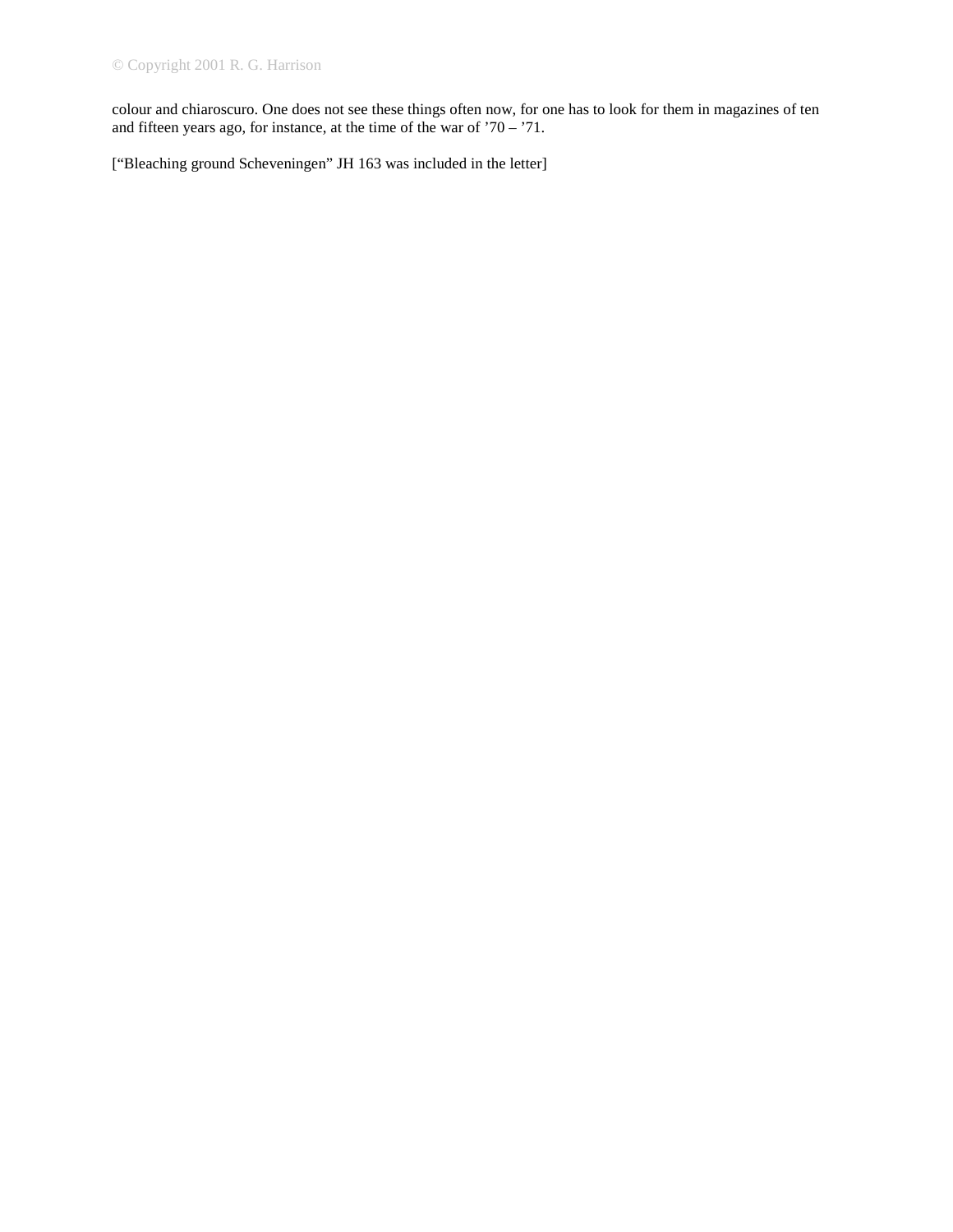colour and chiaroscuro. One does not see these things often now, for one has to look for them in magazines of ten and fifteen years ago, for instance, at the time of the war of ’70 – ’71.

[“Bleaching ground Scheveningen” JH 163 was included in the letter]